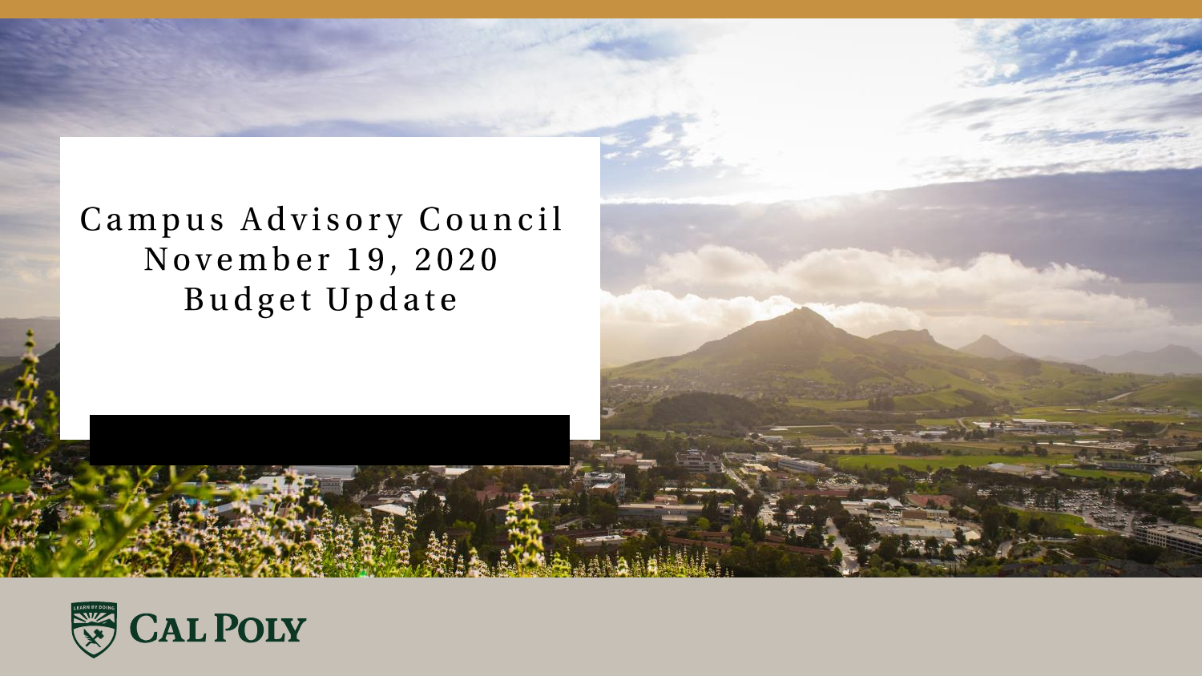# Campus Advisory Council
# November 19, 2020
# Budget Update

CAL POLY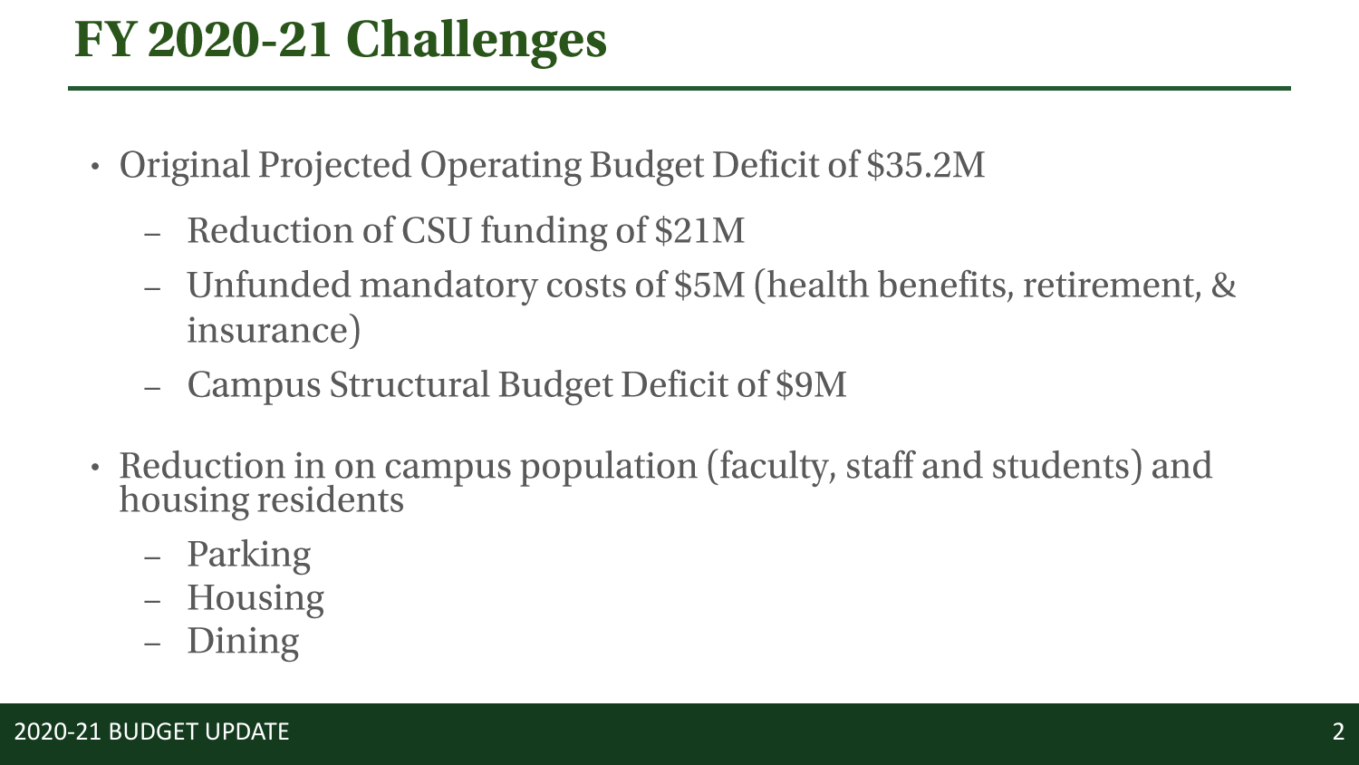# FY 2020-21 Challenges

- Original Projected Operating Budget Deficit of $35.2M
  - Reduction of CSU funding of $21M
  - Unfunded mandatory costs of $5M (health benefits, retirement, & insurance)
  - Campus Structural Budget Deficit of $9M
- Reduction in on campus population (faculty, staff and students) and housing residents
  - Parking
  - Housing
  - Dining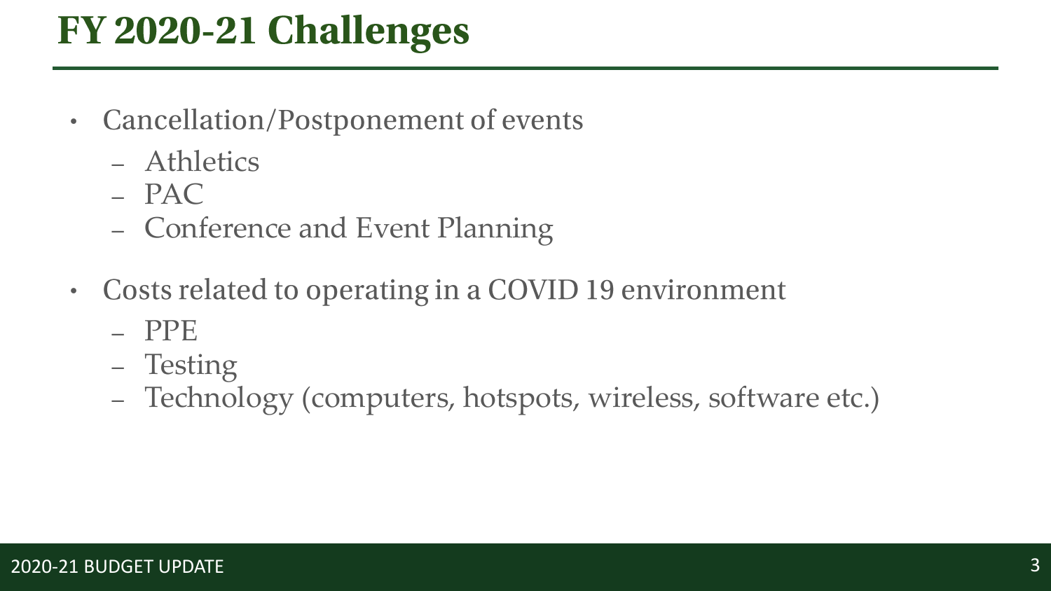# FY 2020-21 Challenges

- Cancellation/Postponement of events
  - Athletics
  - PAC
  - Conference and Event Planning
- Costs related to operating in a COVID 19 environment
  - PPE
  - Testing
  - Technology (computers, hotspots, wireless, software etc.)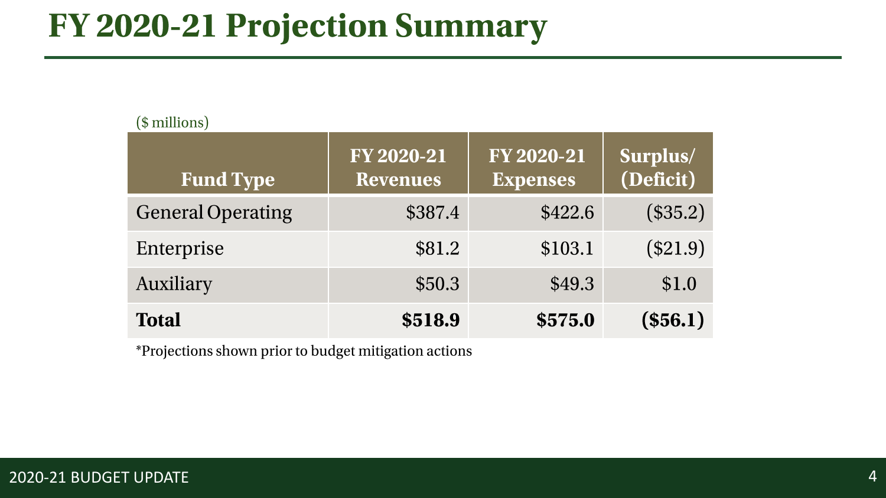# FY 2020-21 Projection Summary

($ millions)

| Fund Type | FY 2020-21 Revenues | FY 2020-21 Expenses | Surplus/ (Deficit) |
| --- | --- | --- | --- |
| General Operating | $387.4 | $422.6 | ($35.2) |
| Enterprise | $81.2 | $103.1 | ($21.9) |
| Auxiliary | $50.3 | $49.3 | $1.0 |
| **Total** | **$518.9** | **$575.0** | **($56.1)** |

*Projections shown prior to budget mitigation actions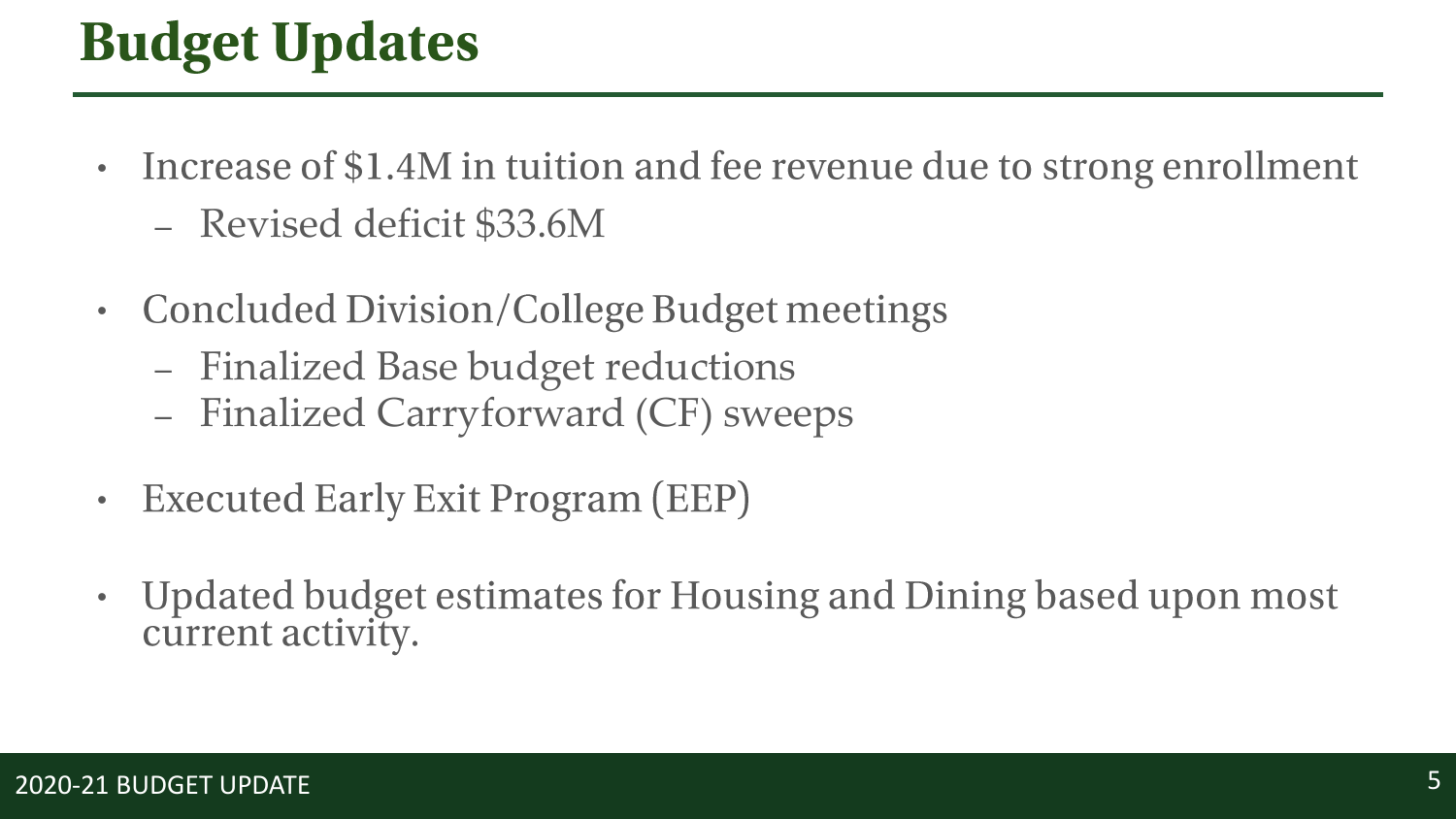# Budget Updates

- Increase of $1.4M in tuition and fee revenue due to strong enrollment
  - Revised deficit $33.6M
- Concluded Division/College Budget meetings
  - Finalized Base budget reductions
  - Finalized Carryforward (CF) sweeps
- Executed Early Exit Program (EEP)
- Updated budget estimates for Housing and Dining based upon most current activity.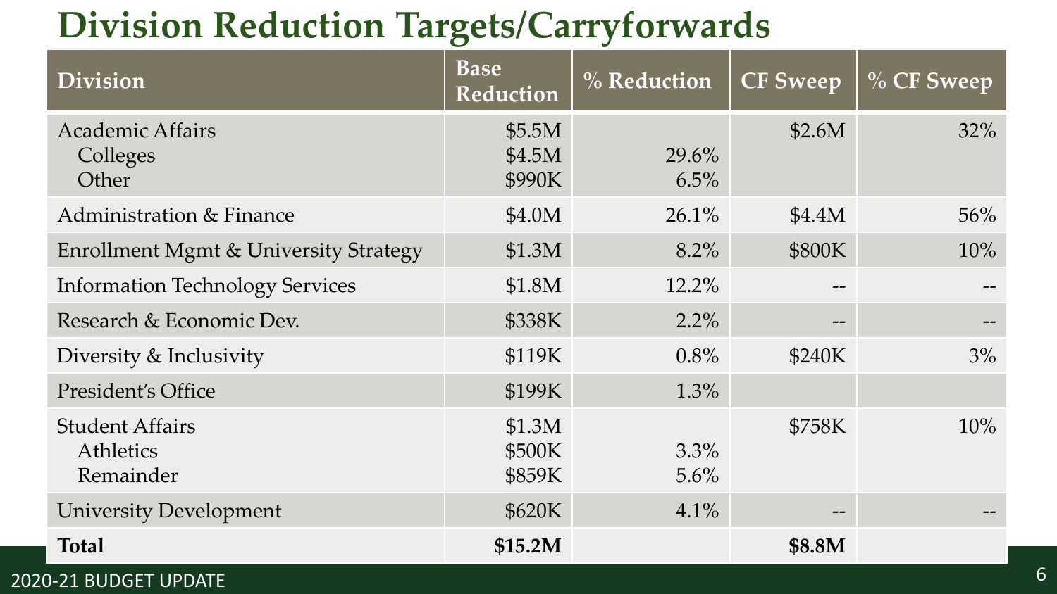# Division Reduction Targets/Carryforwards

| Division | Base Reduction | % Reduction | CF Sweep | % CF Sweep |
|---|---|---|---|---|
| Academic Affairs | $5.5M | | $2.6M | 32% |
| Colleges | $4.5M | 29.6% | | |
| Other | $990K | 6.5% | | |
| Administration & Finance | $4.0M | 26.1% | $4.4M | 56% |
| Enrollment Mgmt & University Strategy | $1.3M | 8.2% | $800K | 10% |
| Information Technology Services | $1.8M | 12.2% | -- | -- |
| Research & Economic Dev. | $338K | 2.2% | -- | -- |
| Diversity & Inclusivity | $119K | 0.8% | $240K | 3% |
| President's Office | $199K | 1.3% | | |
| Student Affairs | $1.3M | | $758K | 10% |
| Athletics | $500K | 3.3% | | |
| Remainder | $859K | 5.6% | | |
| University Development | $620K | 4.1% | -- | -- |
| **Total** | **$15.2M** | | **$8.8M** | |

2020-21 BUDGET UPDATE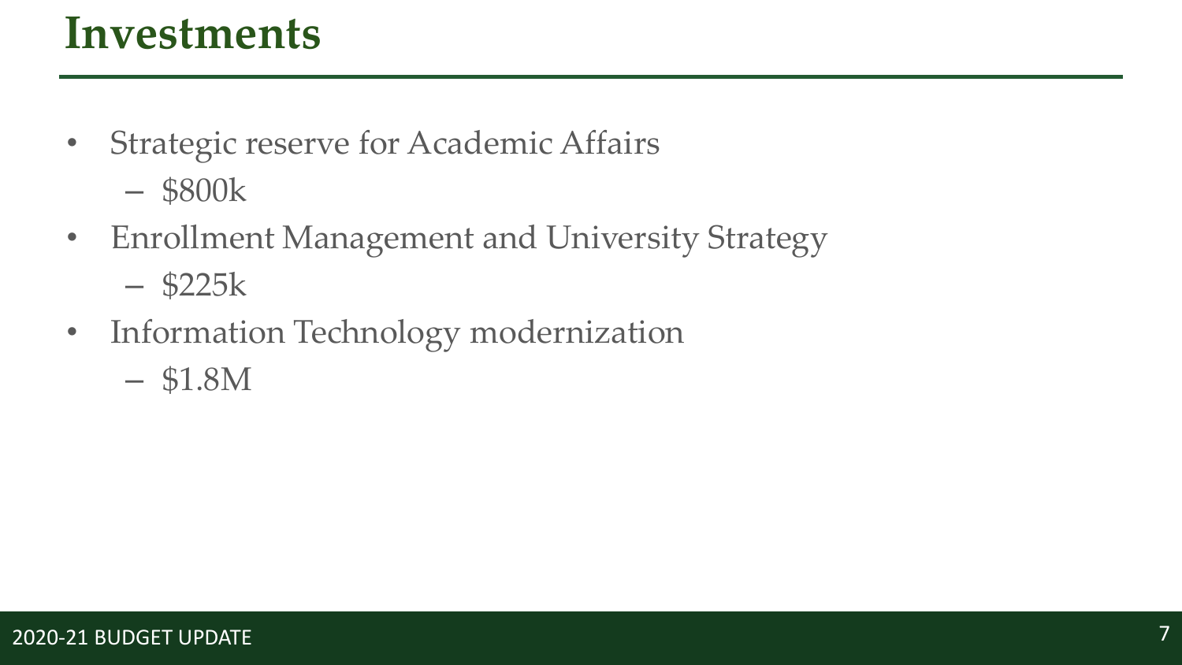# Investments

- Strategic reserve for Academic Affairs
  - $800k
- Enrollment Management and University Strategy
  - $225k
- Information Technology modernization
  - $1.8M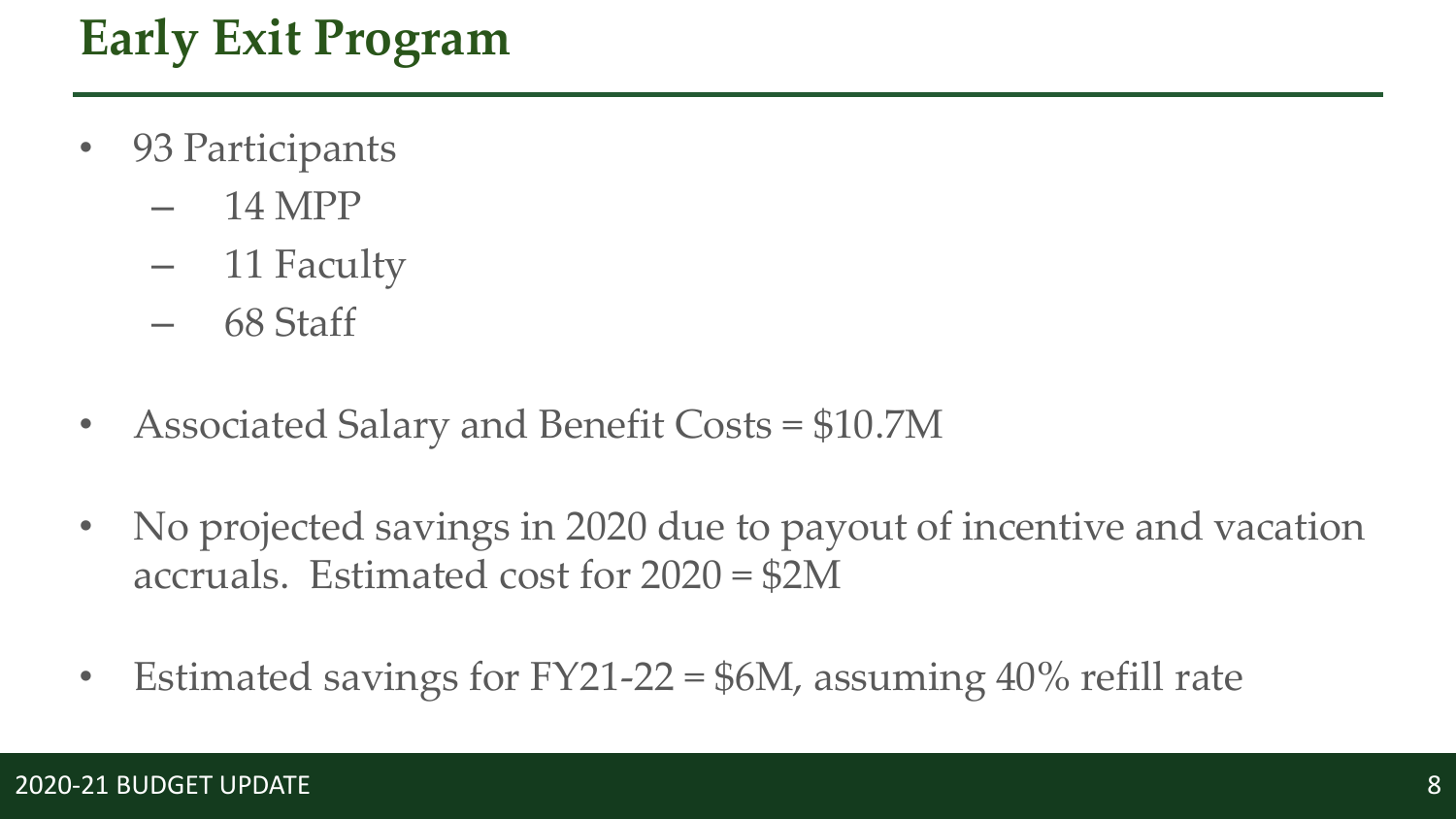# Early Exit Program

- 93 Participants
  - 14 MPP
  - 11 Faculty
  - 68 Staff

- Associated Salary and Benefit Costs = $10.7M

- No projected savings in 2020 due to payout of incentive and vacation accruals. Estimated cost for 2020 = $2M

- Estimated savings for FY21-22 = $6M, assuming 40% refill rate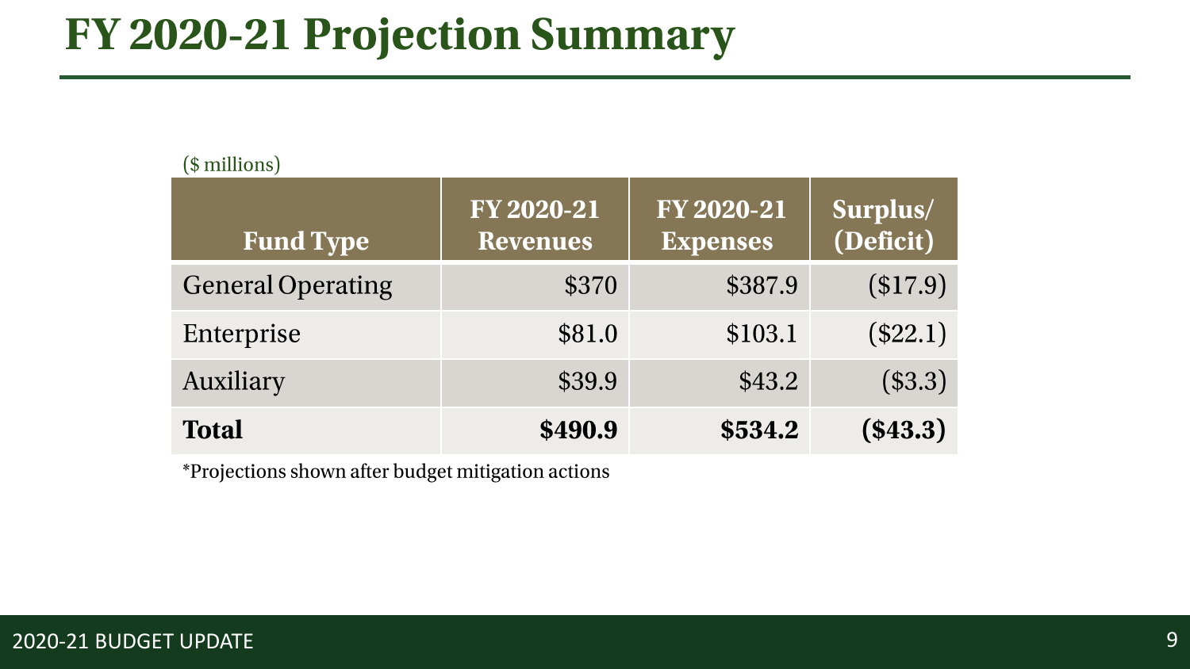# FY 2020-21 Projection Summary

($ millions)

| Fund Type | FY 2020-21 Revenues | FY 2020-21 Expenses | Surplus/ (Deficit) |
|---|---:|---:|---:|
| General Operating | $370 | $387.9 | ($17.9) |
| Enterprise | $81.0 | $103.1 | ($22.1) |
| Auxiliary | $39.9 | $43.2 | ($3.3) |
| **Total** | **$490.9** | **$534.2** | **($43.3)** |

*Projections shown after budget mitigation actions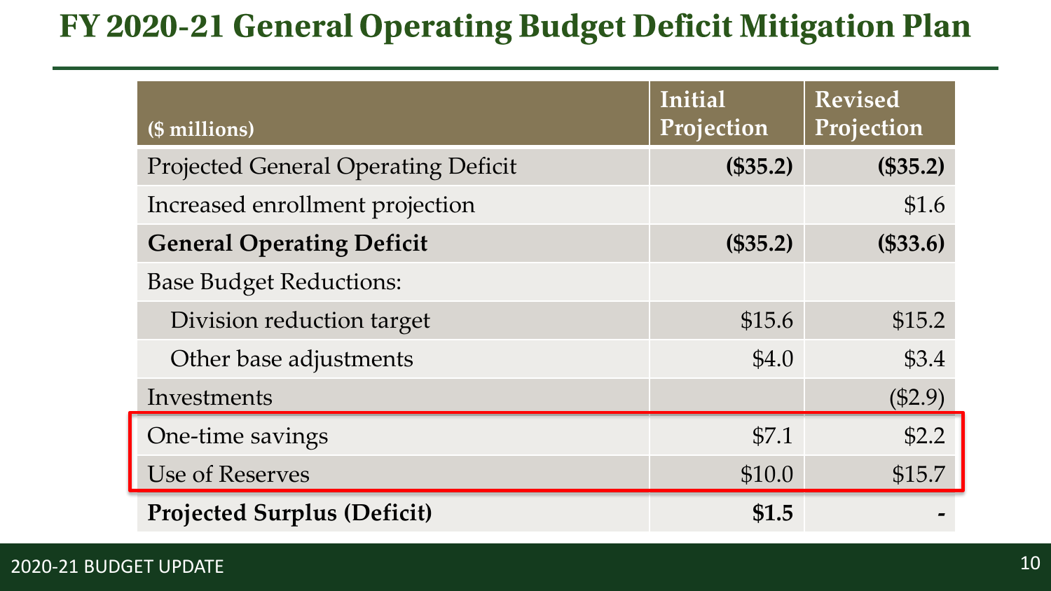# FY 2020-21 General Operating Budget Deficit Mitigation Plan

| ($ millions) | Initial Projection | Revised Projection |
| --- | --- | --- |
| Projected General Operating Deficit | **($35.2)** | **($35.2)** |
| Increased enrollment projection | | $1.6 |
| **General Operating Deficit** | **($35.2)** | **($33.6)** |
| Base Budget Reductions: | | |
| Division reduction target | $15.6 | $15.2 |
| Other base adjustments | $4.0 | $3.4 |
| Investments | | ($2.9) |
| One-time savings | $7.1 | $2.2 |
| Use of Reserves | $10.0 | $15.7 |
| **Projected Surplus (Deficit)** | **$1.5** | **-** |

2020-21 BUDGET UPDATE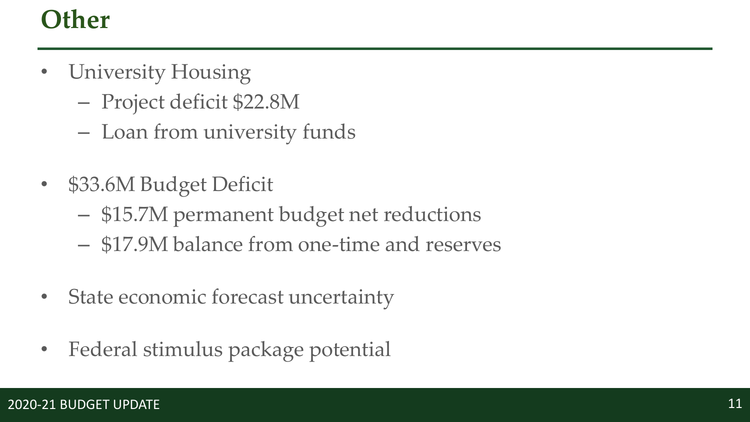# Other

- University Housing
  - Project deficit $22.8M
  - Loan from university funds
- $33.6M Budget Deficit
  - $15.7M permanent budget net reductions
  - $17.9M balance from one-time and reserves
- State economic forecast uncertainty
- Federal stimulus package potential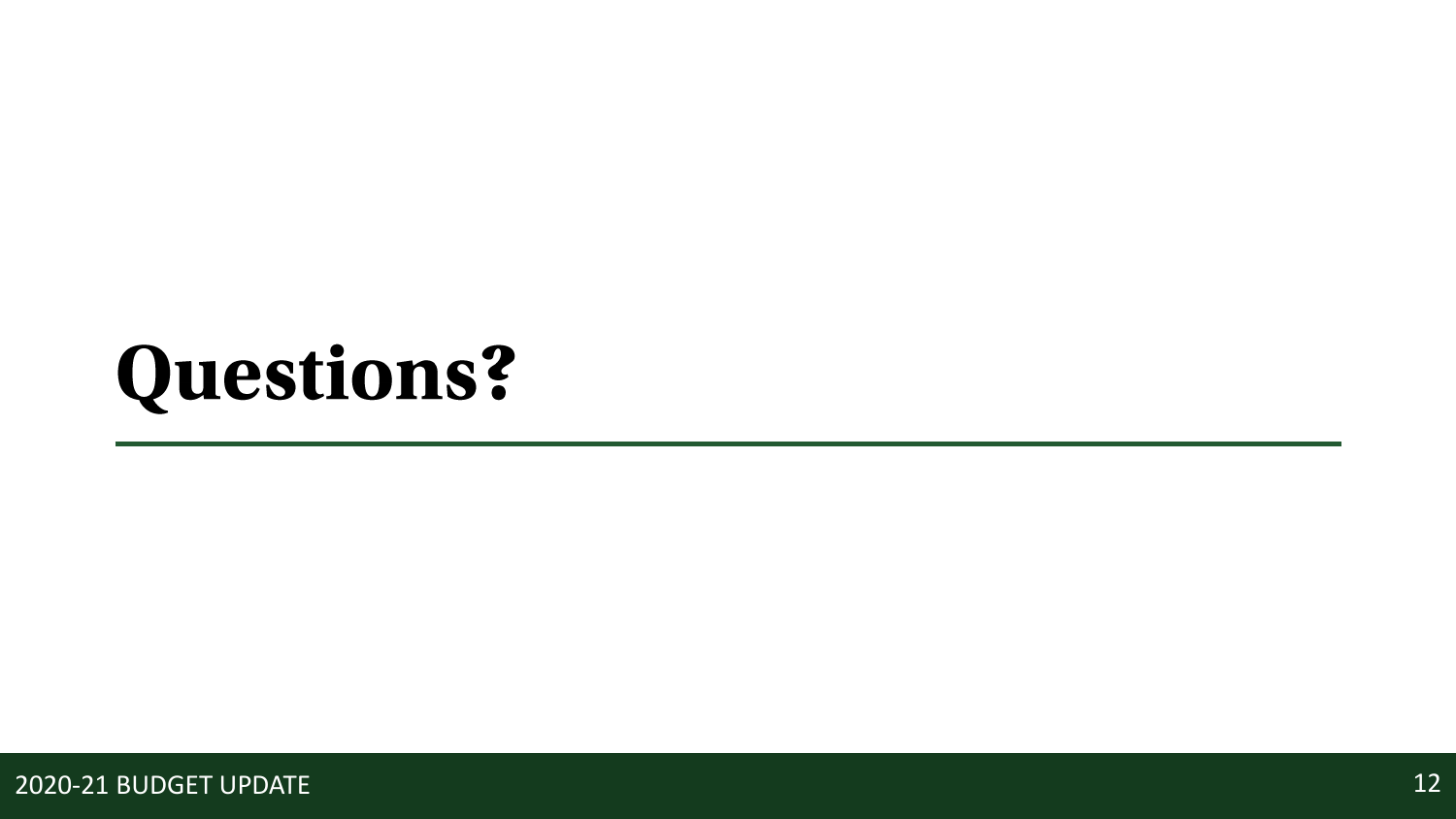# Questions?